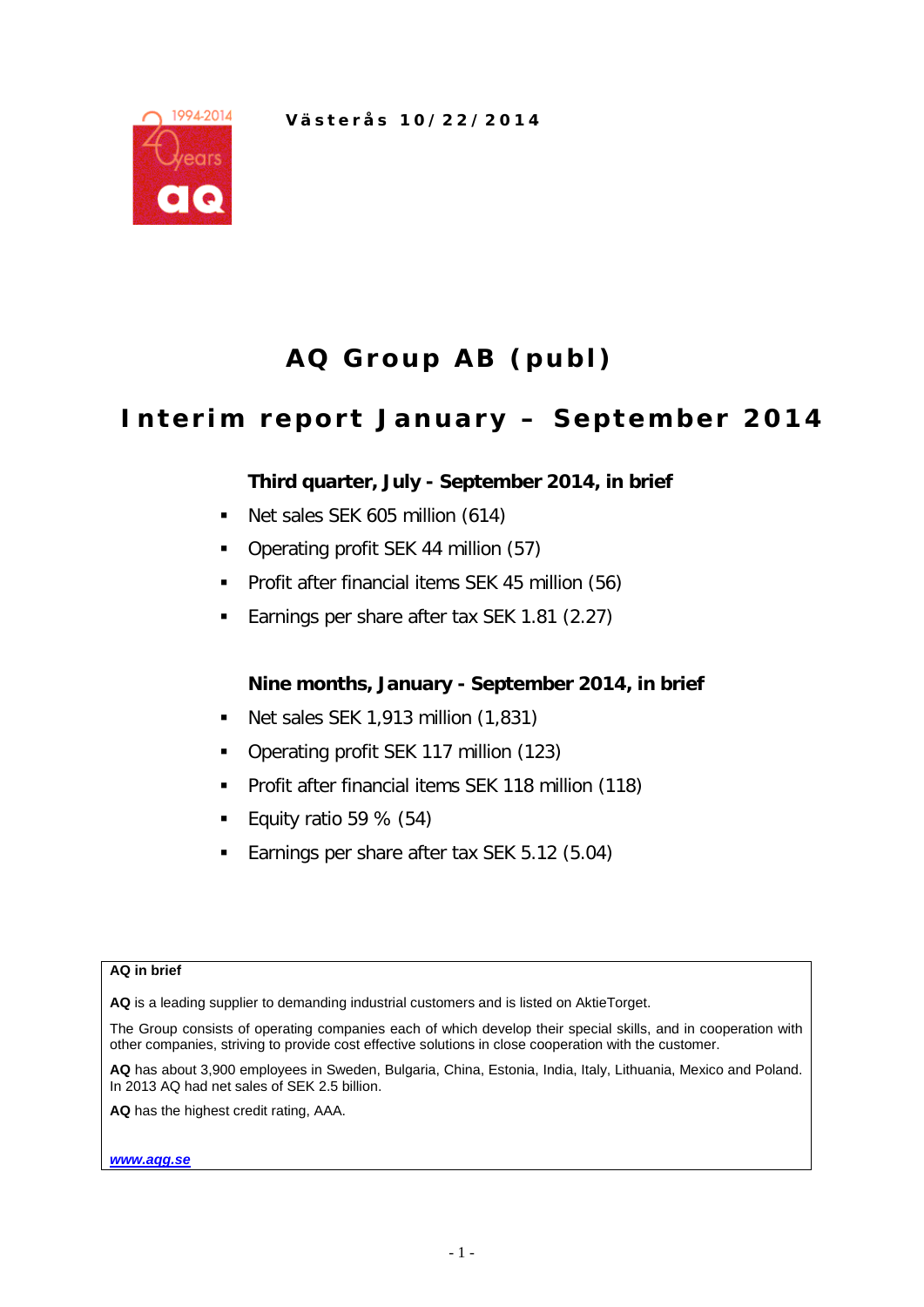Västerås 10/22/2014

# AQ Group AB (publ)

## Interim report January – September 2014

### Third quarter, July - September 2014, in brief

- Net sales SEK 605 million (614)
- Operating profit SEK 44 million (57)
- Profit after financial items SEK 45 million (56)
- Earnings per share after tax SEK 1.81 (2.27)

### Nine months, January - September 2014, in brief

- Net sales SEK 1,913 million (1,831)
- Operating profit SEK 117 million (123)
- Profit after financial items SEK 118 million (118)
- Equity ratio 59 % (54)
- Earnings per share after tax SEK 5.12 (5.04)

**AQ in brief**

**AQ** is a leading supplier to demanding industrial customers and is listed on AktieTorget.

The Group consists of operating companies each of which develop their special skills, and in cooperation with other companies, striving to provide cost effective solutions in close cooperation with the customer.

**AQ** has about 3,900 employees in Sweden, Bulgaria, China, Estonia, India, Italy, Lithuania, Mexico and Poland. In 2013 AQ had net sales of SEK 2.5 billion.

**AQ** has the highest credit rating, AAA.

***www.aqg.se***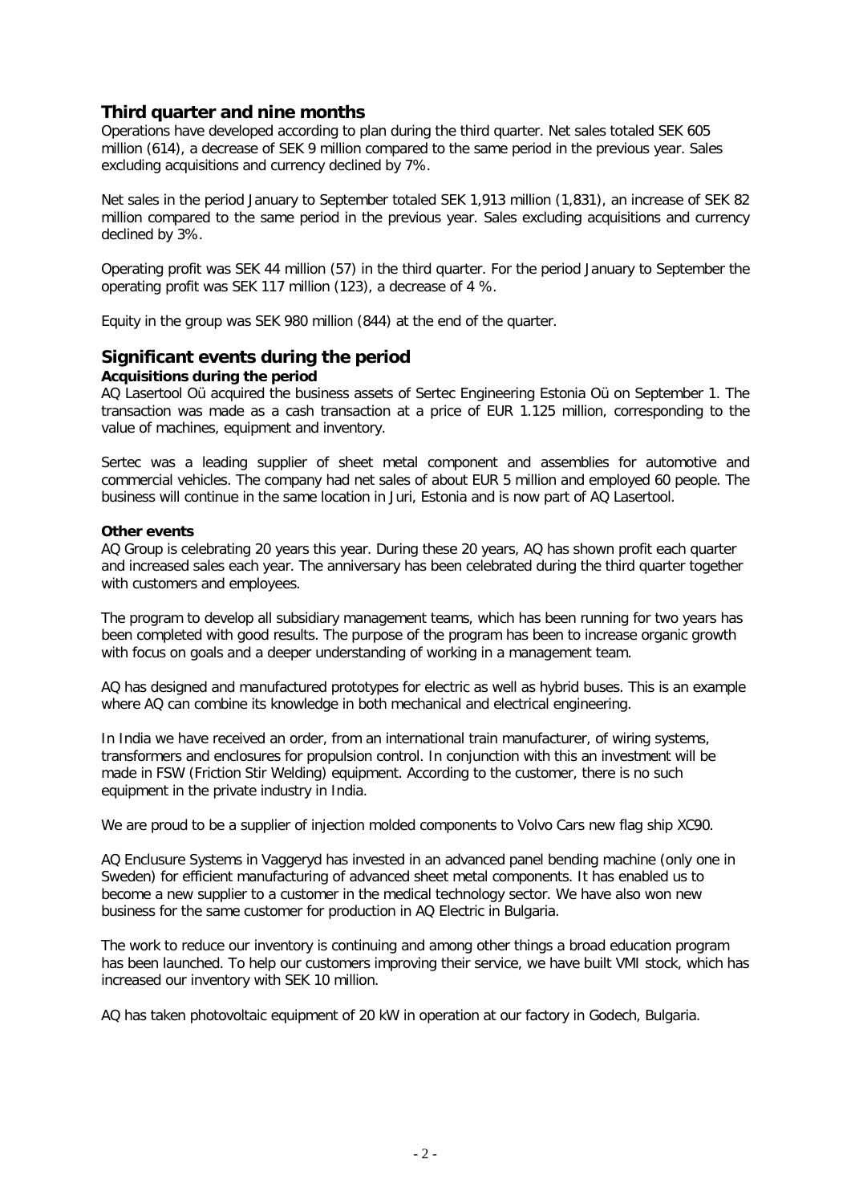## Third quarter and nine months

Operations have developed according to plan during the third quarter. Net sales totaled SEK 605 million (614), a decrease of SEK 9 million compared to the same period in the previous year. Sales excluding acquisitions and currency declined by 7%.

Net sales in the period January to September totaled SEK 1,913 million (1,831), an increase of SEK 82 million compared to the same period in the previous year. Sales excluding acquisitions and currency declined by 3%.

Operating profit was SEK 44 million (57) in the third quarter. For the period January to September the operating profit was SEK 117 million (123), a decrease of 4 %.

Equity in the group was SEK 980 million (844) at the end of the quarter.

## Significant events during the period

### Acquisitions during the period

AQ Lasertool Oü acquired the business assets of Sertec Engineering Estonia Oü on September 1. The transaction was made as a cash transaction at a price of EUR 1.125 million, corresponding to the value of machines, equipment and inventory.

Sertec was a leading supplier of sheet metal component and assemblies for automotive and commercial vehicles. The company had net sales of about EUR 5 million and employed 60 people. The business will continue in the same location in Juri, Estonia and is now part of AQ Lasertool.

### Other events

AQ Group is celebrating 20 years this year. During these 20 years, AQ has shown profit each quarter and increased sales each year. The anniversary has been celebrated during the third quarter together with customers and employees.

The program to develop all subsidiary management teams, which has been running for two years has been completed with good results. The purpose of the program has been to increase organic growth with focus on goals and a deeper understanding of working in a management team.

AQ has designed and manufactured prototypes for electric as well as hybrid buses. This is an example where AQ can combine its knowledge in both mechanical and electrical engineering.

In India we have received an order, from an international train manufacturer, of wiring systems, transformers and enclosures for propulsion control. In conjunction with this an investment will be made in FSW (Friction Stir Welding) equipment. According to the customer, there is no such equipment in the private industry in India.

We are proud to be a supplier of injection molded components to Volvo Cars new flag ship XC90.

AQ Enclusure Systems in Vaggeryd has invested in an advanced panel bending machine (only one in Sweden) for efficient manufacturing of advanced sheet metal components. It has enabled us to become a new supplier to a customer in the medical technology sector. We have also won new business for the same customer for production in AQ Electric in Bulgaria.

The work to reduce our inventory is continuing and among other things a broad education program has been launched. To help our customers improving their service, we have built VMI stock, which has increased our inventory with SEK 10 million.

AQ has taken photovoltaic equipment of 20 kW in operation at our factory in Godech, Bulgaria.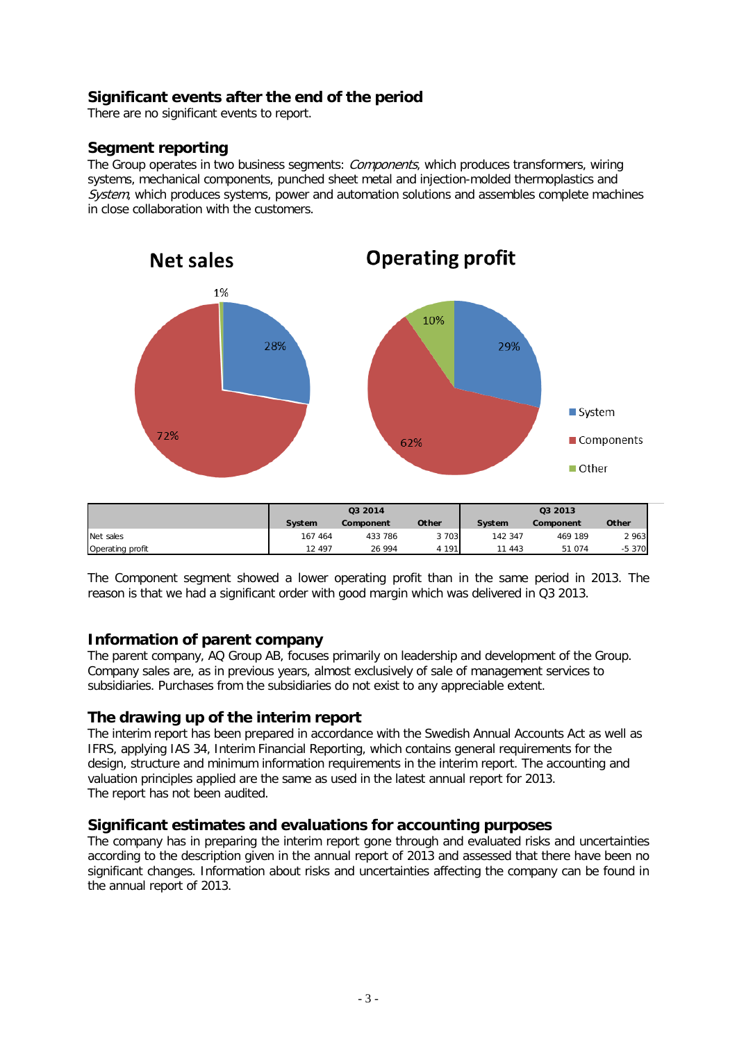## Significant events after the end of the period

There are no significant events to report.

## Segment reporting

The Group operates in two business segments: *Components*, which produces transformers, wiring systems, mechanical components, punched sheet metal and injection-molded thermoplastics and *System*, which produces systems, power and automation solutions and assembles complete machines in close collaboration with the customers.

Net sales

Operating profit

| | Q3 2014 | | | Q3 2013 | | |
|---|---|---|---|---|---|---|
| | System | Component | Other | System | Component | Other |
| Net sales | 167 464 | 433 786 | 3 703 | 142 347 | 469 189 | 2 963 |
| Operating profit | 12 497 | 26 994 | 4 191 | 11 443 | 51 074 | -5 370 |

The Component segment showed a lower operating profit than in the same period in 2013. The reason is that we had a significant order with good margin which was delivered in Q3 2013.

## Information of parent company

The parent company, AQ Group AB, focuses primarily on leadership and development of the Group. Company sales are, as in previous years, almost exclusively of sale of management services to subsidiaries. Purchases from the subsidiaries do not exist to any appreciable extent.

## The drawing up of the interim report

The interim report has been prepared in accordance with the Swedish Annual Accounts Act as well as IFRS, applying IAS 34, Interim Financial Reporting, which contains general requirements for the design, structure and minimum information requirements in the interim report. The accounting and valuation principles applied are the same as used in the latest annual report for 2013.
The report has not been audited.

## Significant estimates and evaluations for accounting purposes

The company has in preparing the interim report gone through and evaluated risks and uncertainties according to the description given in the annual report of 2013 and assessed that there have been no significant changes. Information about risks and uncertainties affecting the company can be found in the annual report of 2013.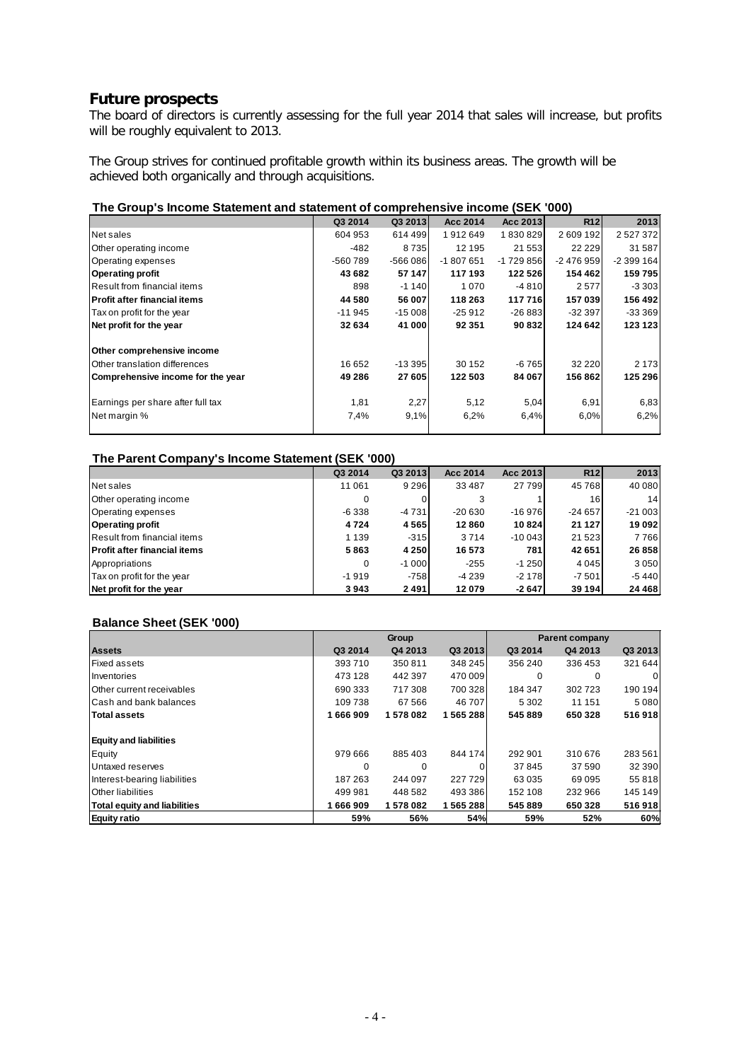## Future prospects

The board of directors is currently assessing for the full year 2014 that sales will increase, but profits will be roughly equivalent to 2013.

The Group strives for continued profitable growth within its business areas. The growth will be achieved both organically and through acquisitions.

### The Group's Income Statement and statement of comprehensive income (SEK '000)

| | Q3 2014 | Q3 2013 | Acc 2014 | Acc 2013 | R12 | 2013 |
|---|---|---|---|---|---|---|
| Net sales | 604 953 | 614 499 | 1 912 649 | 1 830 829 | 2 609 192 | 2 527 372 |
| Other operating income | -482 | 8 735 | 12 195 | 21 553 | 22 229 | 31 587 |
| Operating expenses | -560 789 | -566 086 | -1 807 651 | -1 729 856 | -2 476 959 | -2 399 164 |
| **Operating profit** | **43 682** | **57 147** | **117 193** | **122 526** | **154 462** | **159 795** |
| Result from financial items | 898 | -1 140 | 1 070 | -4 810 | 2 577 | -3 303 |
| **Profit after financial items** | **44 580** | **56 007** | **118 263** | **117 716** | **157 039** | **156 492** |
| Tax on profit for the year | -11 945 | -15 008 | -25 912 | -26 883 | -32 397 | -33 369 |
| **Net profit for the year** | **32 634** | **41 000** | **92 351** | **90 832** | **124 642** | **123 123** |
| | | | | | | |
| **Other comprehensive income** | | | | | | |
| Other translation differences | 16 652 | -13 395 | 30 152 | -6 765 | 32 220 | 2 173 |
| **Comprehensive income for the year** | **49 286** | **27 605** | **122 503** | **84 067** | **156 862** | **125 296** |
| | | | | | | |
| Earnings per share after full tax | 1,81 | 2,27 | 5,12 | 5,04 | 6,91 | 6,83 |
| Net margin % | 7,4% | 9,1% | 6,2% | 6,4% | 6,0% | 6,2% |

### The Parent Company's Income Statement (SEK '000)

| | Q3 2014 | Q3 2013 | Acc 2014 | Acc 2013 | R12 | 2013 |
|---|---|---|---|---|---|---|
| Net sales | 11 061 | 9 296 | 33 487 | 27 799 | 45 768 | 40 080 |
| Other operating income | 0 | 0 | 3 | 1 | 16 | 14 |
| Operating expenses | -6 338 | -4 731 | -20 630 | -16 976 | -24 657 | -21 003 |
| **Operating profit** | **4 724** | **4 565** | **12 860** | **10 824** | **21 127** | **19 092** |
| Result from financial items | 1 139 | -315 | 3 714 | -10 043 | 21 523 | 7 766 |
| **Profit after financial items** | **5 863** | **4 250** | **16 573** | **781** | **42 651** | **26 858** |
| Appropriations | 0 | -1 000 | -255 | -1 250 | 4 045 | 3 050 |
| Tax on profit for the year | -1 919 | -758 | -4 239 | -2 178 | -7 501 | -5 440 |
| **Net profit for the year** | **3 943** | **2 491** | **12 079** | **-2 647** | **39 194** | **24 468** |

### Balance Sheet (SEK '000)

| | Group | | | Parent company | | |
|---|---|---|---|---|---|---|
| **Assets** | Q3 2014 | Q4 2013 | Q3 2013 | Q3 2014 | Q4 2013 | Q3 2013 |
| Fixed assets | 393 710 | 350 811 | 348 245 | 356 240 | 336 453 | 321 644 |
| Inventories | 473 128 | 442 397 | 470 009 | 0 | 0 | 0 |
| Other current receivables | 690 333 | 717 308 | 700 328 | 184 347 | 302 723 | 190 194 |
| Cash and bank balances | 109 738 | 67 566 | 46 707 | 5 302 | 11 151 | 5 080 |
| **Total assets** | **1 666 909** | **1 578 082** | **1 565 288** | **545 889** | **650 328** | **516 918** |
| | | | | | | |
| **Equity and liabilities** | | | | | | |
| Equity | 979 666 | 885 403 | 844 174 | 292 901 | 310 676 | 283 561 |
| Untaxed reserves | 0 | 0 | 0 | 37 845 | 37 590 | 32 390 |
| Interest-bearing liabilities | 187 263 | 244 097 | 227 729 | 63 035 | 69 095 | 55 818 |
| Other liabilities | 499 981 | 448 582 | 493 386 | 152 108 | 232 966 | 145 149 |
| **Total equity and liabilities** | **1 666 909** | **1 578 082** | **1 565 288** | **545 889** | **650 328** | **516 918** |
| **Equity ratio** | **59%** | **56%** | **54%** | **59%** | **52%** | **60%** |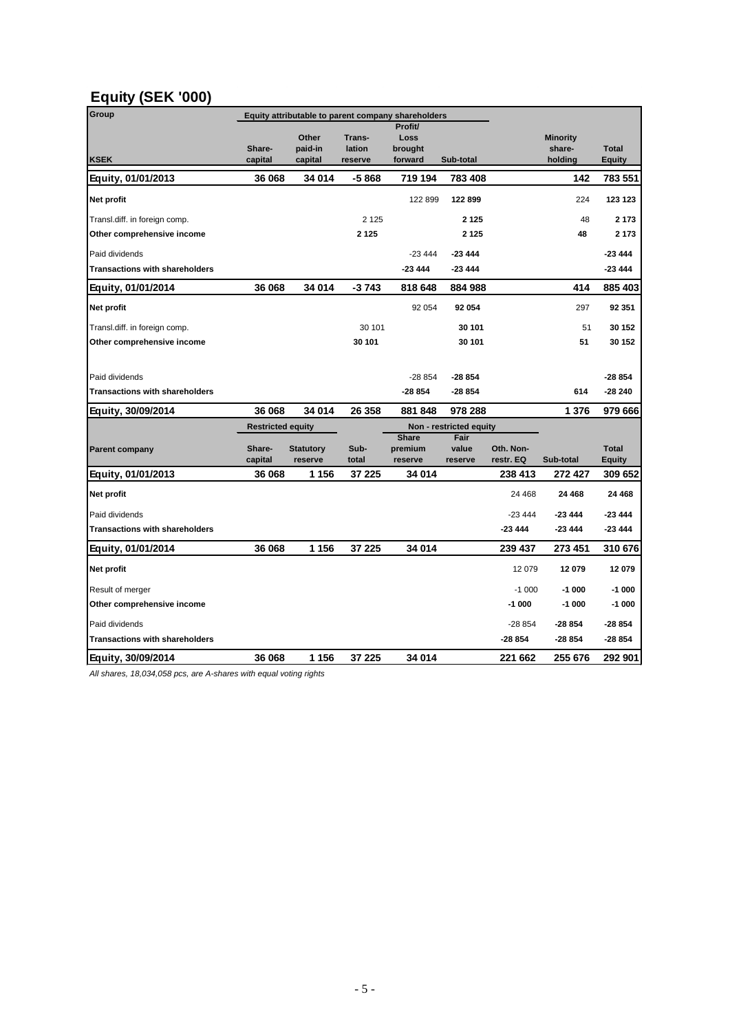# Equity (SEK '000)

| Group | Equity attributable to parent company shareholders | | | | | | | |
|---|---|---|---|---|---|---|---|---|
| KSEK | Share-capital | Other paid-in capital | Trans-lation reserve | Profit/ Loss brought forward | Sub-total | | Minority share-holding | Total Equity |
| **Equity, 01/01/2013** | **36 068** | **34 014** | **-5 868** | **719 194** | **783 408** | | **142** | **783 551** |
| **Net profit** | | | | 122 899 | **122 899** | | 224 | **123 123** |
| Transl.diff. in foreign comp. | | | 2 125 | | **2 125** | | 48 | **2 173** |
| **Other comprehensive income** | | | **2 125** | | **2 125** | | **48** | **2 173** |
| Paid dividends | | | | -23 444 | **-23 444** | | | **-23 444** |
| **Transactions with shareholders** | | | | **-23 444** | **-23 444** | | | **-23 444** |
| **Equity, 01/01/2014** | **36 068** | **34 014** | **-3 743** | **818 648** | **884 988** | | **414** | **885 403** |
| **Net profit** | | | | 92 054 | **92 054** | | 297 | **92 351** |
| Transl.diff. in foreign comp. | | | 30 101 | | **30 101** | | 51 | **30 152** |
| **Other comprehensive income** | | | **30 101** | | **30 101** | | **51** | **30 152** |
| Paid dividends | | | | -28 854 | **-28 854** | | | **-28 854** |
| **Transactions with shareholders** | | | | **-28 854** | **-28 854** | | **614** | **-28 240** |
| **Equity, 30/09/2014** | **36 068** | **34 014** | **26 358** | **881 848** | **978 288** | | **1 376** | **979 666** |

| | Restricted equity | | | Non - restricted equity | | | | |
|---|---|---|---|---|---|---|---|---|
| **Parent company** | Share-capital | Statutory reserve | Sub-total | Share premium reserve | Fair value reserve | Oth. Non-restr. EQ | Sub-total | Total Equity |
| **Equity, 01/01/2013** | **36 068** | **1 156** | **37 225** | **34 014** | | **238 413** | **272 427** | **309 652** |
| **Net profit** | | | | | | 24 468 | **24 468** | **24 468** |
| Paid dividends | | | | | | -23 444 | **-23 444** | **-23 444** |
| **Transactions with shareholders** | | | | | | **-23 444** | **-23 444** | **-23 444** |
| **Equity, 01/01/2014** | **36 068** | **1 156** | **37 225** | **34 014** | | **239 437** | **273 451** | **310 676** |
| **Net profit** | | | | | | 12 079 | **12 079** | **12 079** |
| Result of merger | | | | | | -1 000 | **-1 000** | **-1 000** |
| **Other comprehensive income** | | | | | | **-1 000** | **-1 000** | **-1 000** |
| Paid dividends | | | | | | -28 854 | **-28 854** | **-28 854** |
| **Transactions with shareholders** | | | | | | **-28 854** | **-28 854** | **-28 854** |
| **Equity, 30/09/2014** | **36 068** | **1 156** | **37 225** | **34 014** | | **221 662** | **255 676** | **292 901** |

*All shares, 18,034,058 pcs, are A-shares with equal voting rights*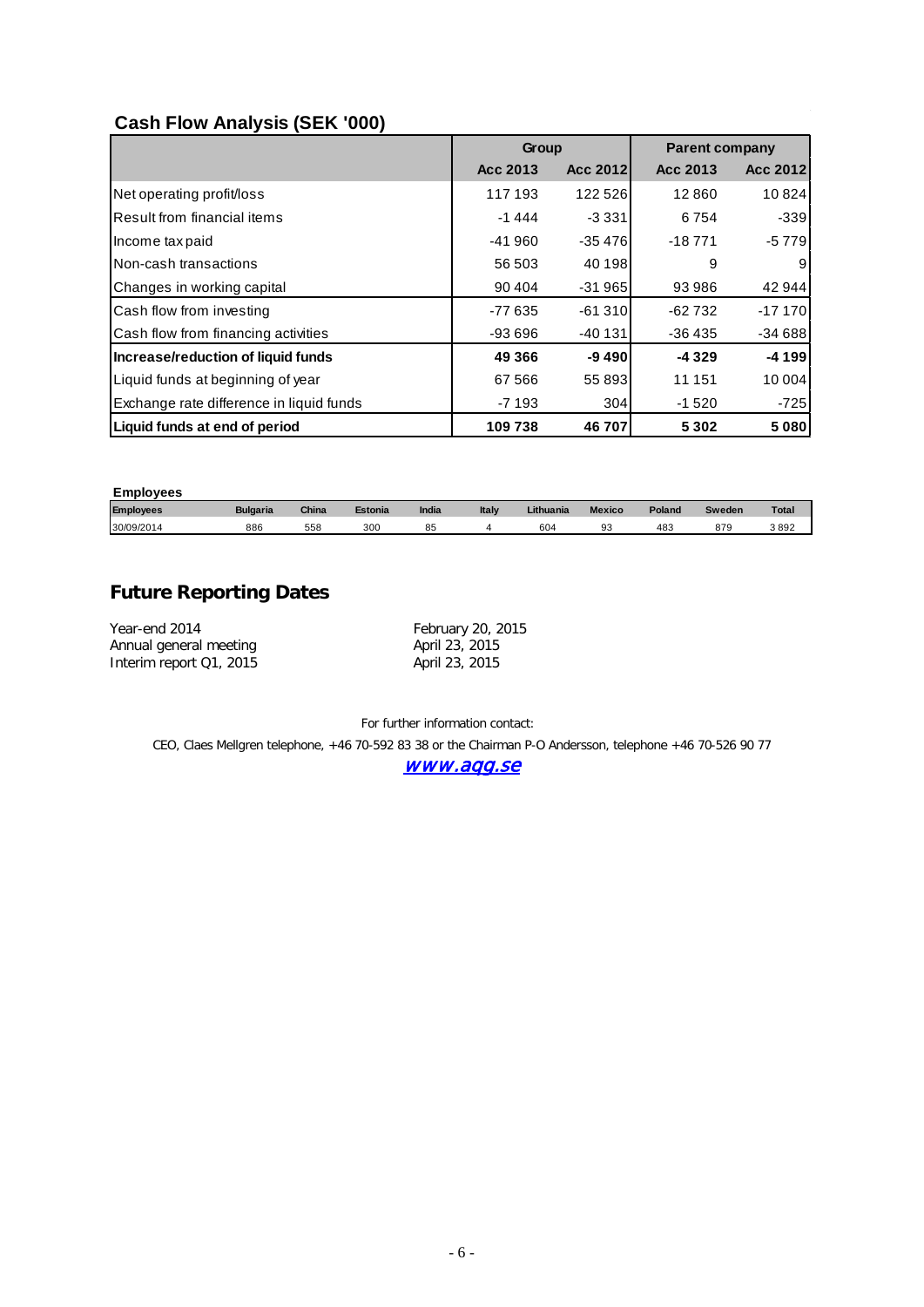## Cash Flow Analysis (SEK '000)

| | Group | | Parent company | |
|---|---|---|---|---|
| | Acc 2013 | Acc 2012 | Acc 2013 | Acc 2012 |
| Net operating profit/loss | 117 193 | 122 526 | 12 860 | 10 824 |
| Result from financial items | -1 444 | -3 331 | 6 754 | -339 |
| Income tax paid | -41 960 | -35 476 | -18 771 | -5 779 |
| Non-cash transactions | 56 503 | 40 198 | 9 | 9 |
| Changes in working capital | 90 404 | -31 965 | 93 986 | 42 944 |
| Cash flow from investing | -77 635 | -61 310 | -62 732 | -17 170 |
| Cash flow from financing activities | -93 696 | -40 131 | -36 435 | -34 688 |
| **Increase/reduction of liquid funds** | **49 366** | **-9 490** | **-4 329** | **-4 199** |
| Liquid funds at beginning of year | 67 566 | 55 893 | 11 151 | 10 004 |
| Exchange rate difference in liquid funds | -7 193 | 304 | -1 520 | -725 |
| **Liquid funds at end of period** | **109 738** | **46 707** | **5 302** | **5 080** |

**Employees**

| Employees | Bulgaria | China | Estonia | India | Italy | Lithuania | Mexico | Poland | Sweden | Total |
|---|---|---|---|---|---|---|---|---|---|---|
| 30/09/2014 | 886 | 558 | 300 | 85 | 4 | 604 | 93 | 483 | 879 | 3 892 |

## Future Reporting Dates

| | |
|---|---|
| Year-end 2014 | February 20, 2015 |
| Annual general meeting | April 23, 2015 |
| Interim report Q1, 2015 | April 23, 2015 |

For further information contact:

CEO, Claes Mellgren telephone, +46 70-592 83 38 or the Chairman P-O Andersson, telephone +46 70-526 90 77

www.aqg.se